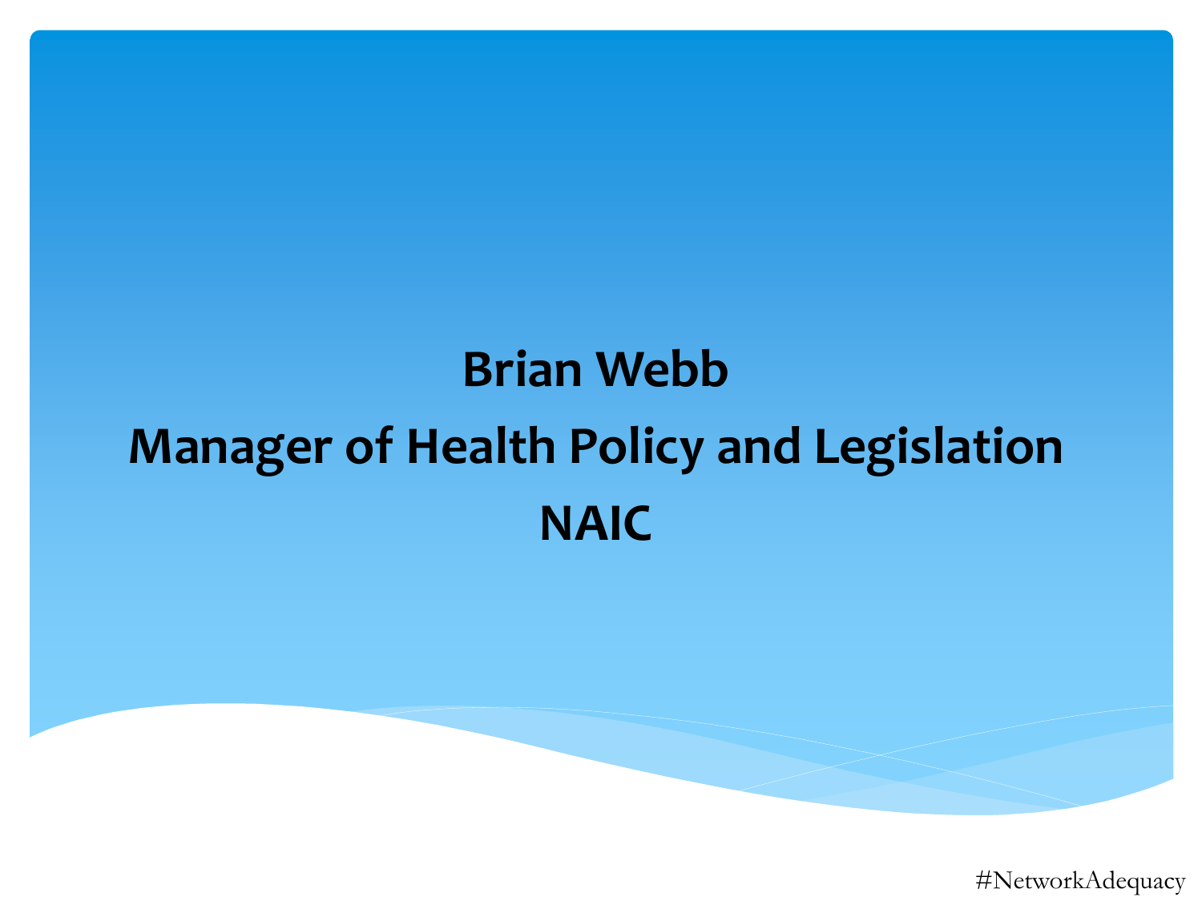**Brian Webb**

**Manager of Health Policy and Legislation**

**NAIC**

#NetworkAdequacy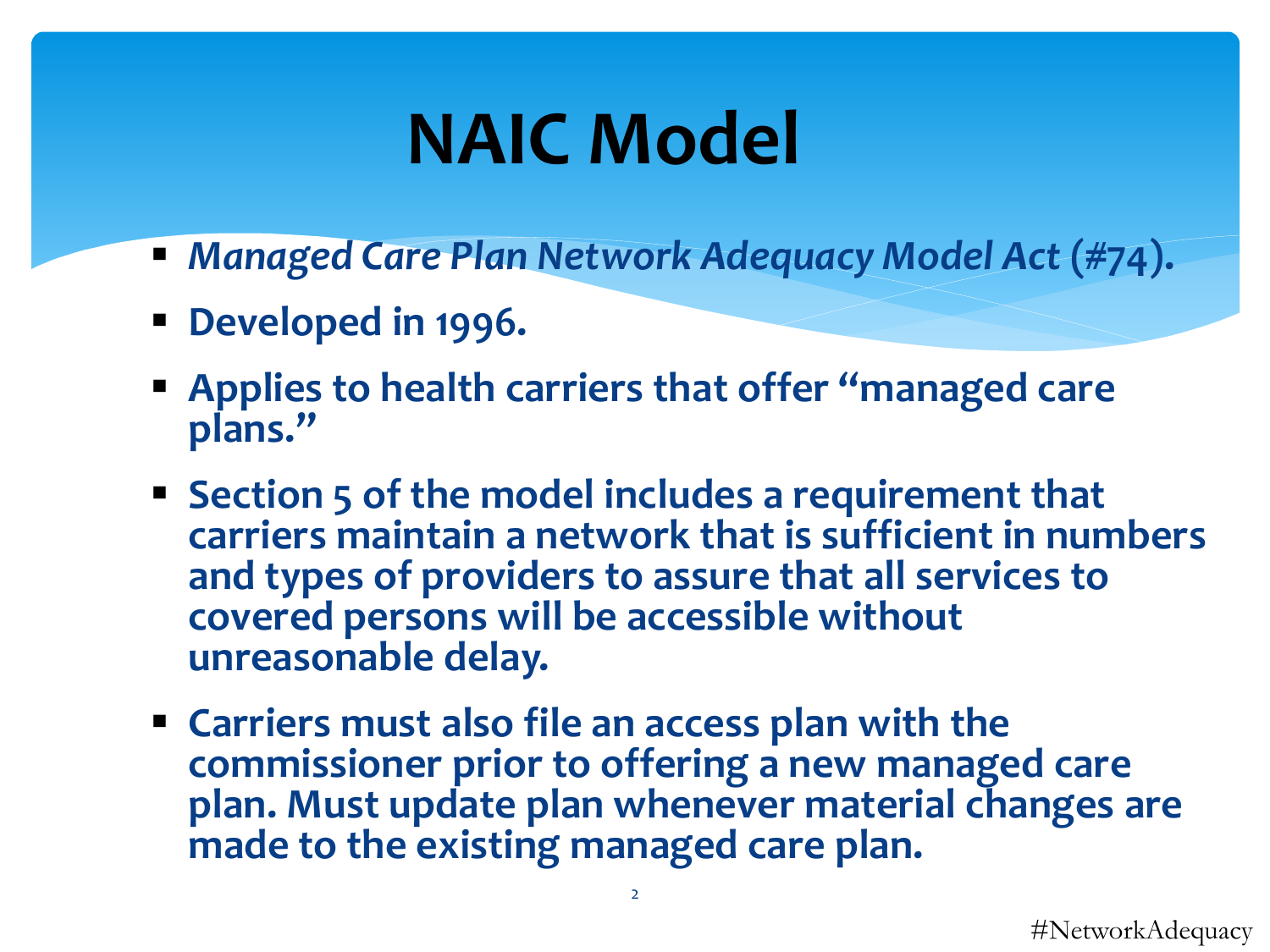# NAIC Model

- ***Managed Care Plan Network Adequacy Model Act* (#74).**
- **Developed in 1996.**
- **Applies to health carriers that offer "managed care plans."**
- **Section 5 of the model includes a requirement that carriers maintain a network that is sufficient in numbers and types of providers to assure that all services to covered persons will be accessible without unreasonable delay.**
- **Carriers must also file an access plan with the commissioner prior to offering a new managed care plan. Must update plan whenever material changes are made to the existing managed care plan.**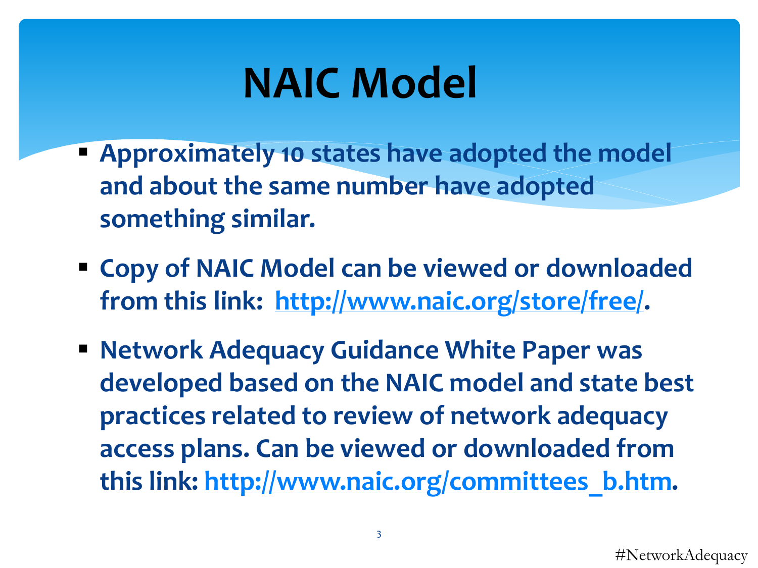# NAIC Model

- **Approximately 10 states have adopted the model and about the same number have adopted something similar.**
- **Copy of NAIC Model can be viewed or downloaded from this link: http://www.naic.org/store/free/.**
- **Network Adequacy Guidance White Paper was developed based on the NAIC model and state best practices related to review of network adequacy access plans. Can be viewed or downloaded from this link: http://www.naic.org/committees_b.htm.**

#NetworkAdequacy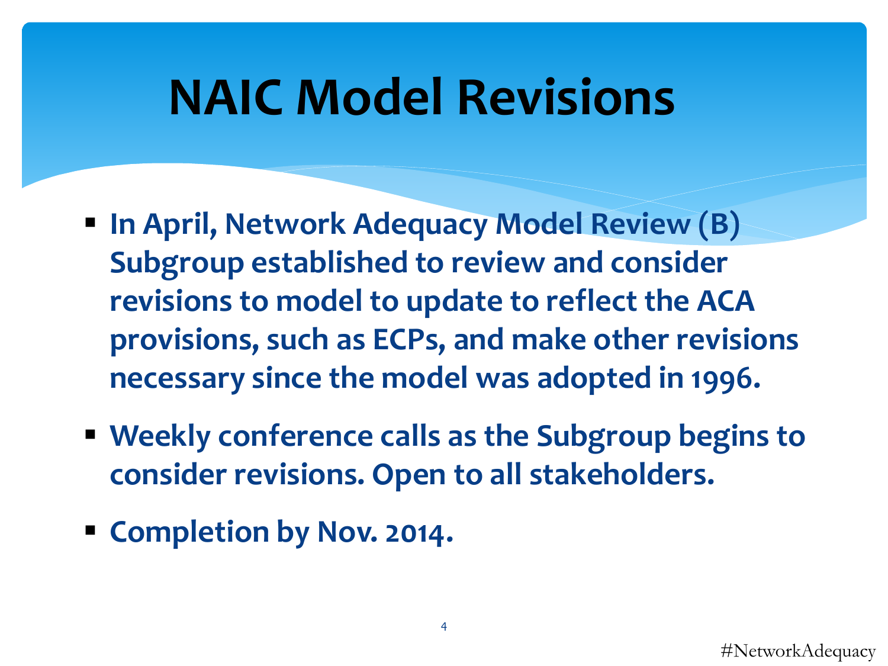# NAIC Model Revisions

- **In April, Network Adequacy Model Review (B) Subgroup established to review and consider revisions to model to update to reflect the ACA provisions, such as ECPs, and make other revisions necessary since the model was adopted in 1996.**
- **Weekly conference calls as the Subgroup begins to consider revisions. Open to all stakeholders.**
- **Completion by Nov. 2014.**

#NetworkAdequacy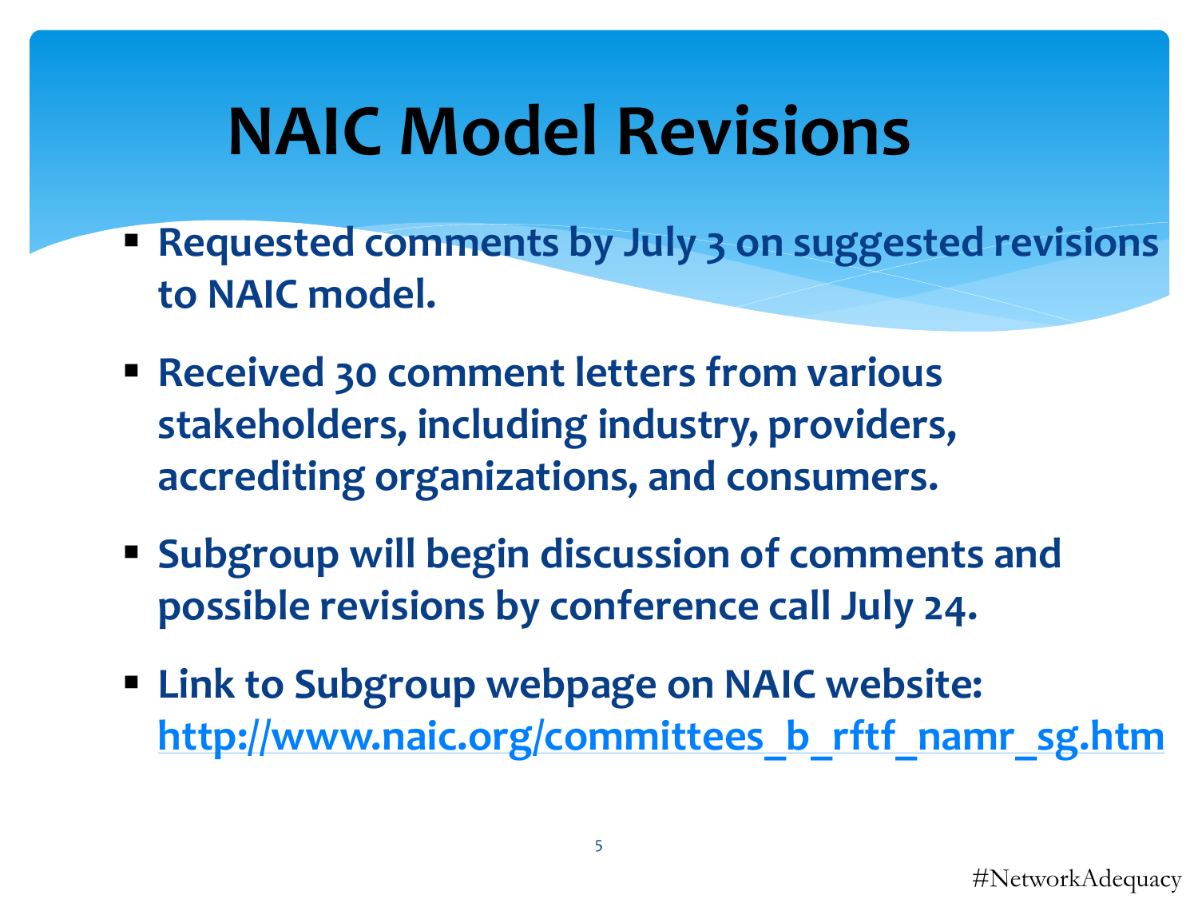# NAIC Model Revisions

- **Requested comments by July 3 on suggested revisions to NAIC model.**
- **Received 30 comment letters from various stakeholders, including industry, providers, accrediting organizations, and consumers.**
- **Subgroup will begin discussion of comments and possible revisions by conference call July 24.**
- **Link to Subgroup webpage on NAIC website: http://www.naic.org/committees_b_rftf_namr_sg.htm**

#NetworkAdequacy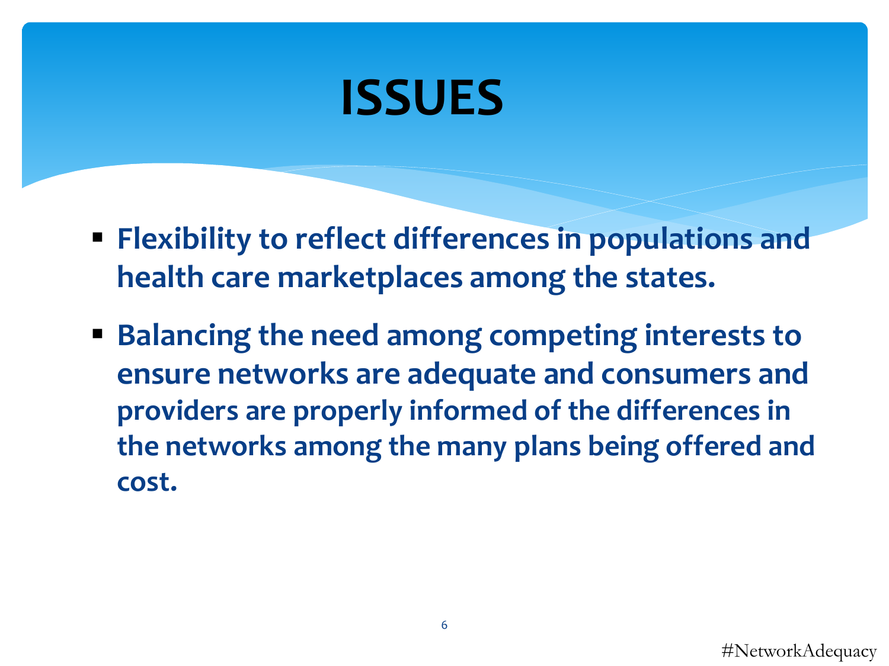# ISSUES

- **Flexibility to reflect differences in populations and health care marketplaces among the states.**
- **Balancing the need among competing interests to ensure networks are adequate and consumers and providers are properly informed of the differences in the networks among the many plans being offered and cost.**

#NetworkAdequacy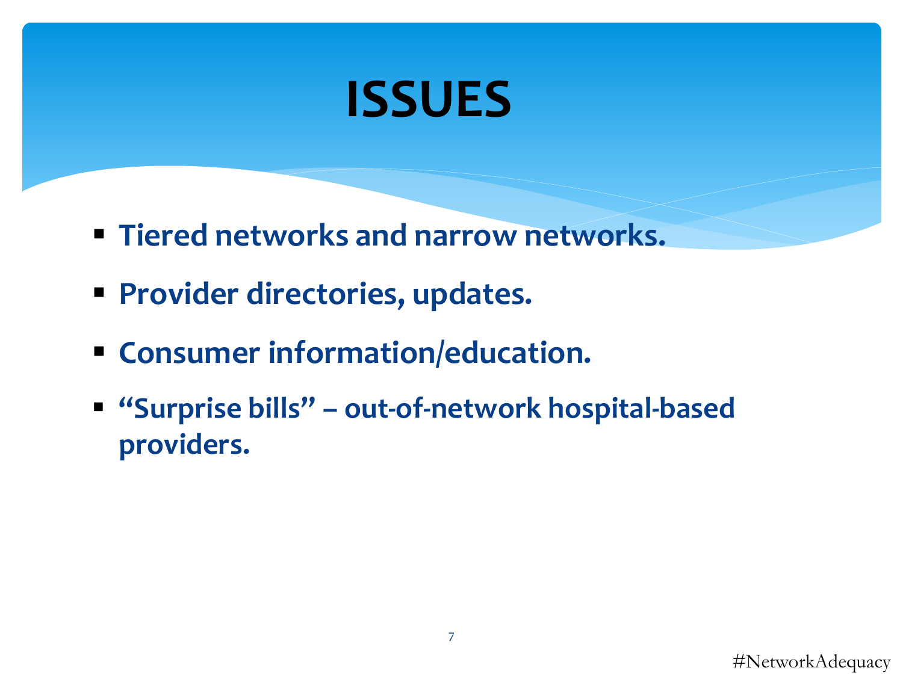# ISSUES

- **Tiered networks and narrow networks.**
- **Provider directories, updates.**
- **Consumer information/education.**
- **"Surprise bills" – out-of-network hospital-based providers.**

#NetworkAdequacy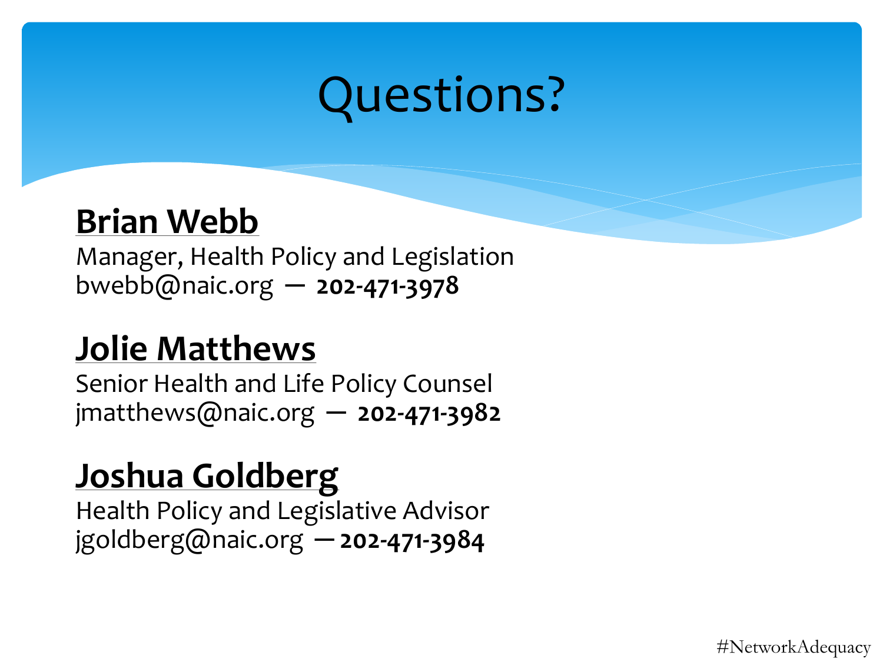# Questions?

**Brian Webb**

Manager, Health Policy and Legislation
bwebb@naic.org — **202-471-3978**

**Jolie Matthews**

Senior Health and Life Policy Counsel
jmatthews@naic.org — **202-471-3982**

**Joshua Goldberg**

Health Policy and Legislative Advisor
jgoldberg@naic.org —**202-471-3984**

#NetworkAdequacy